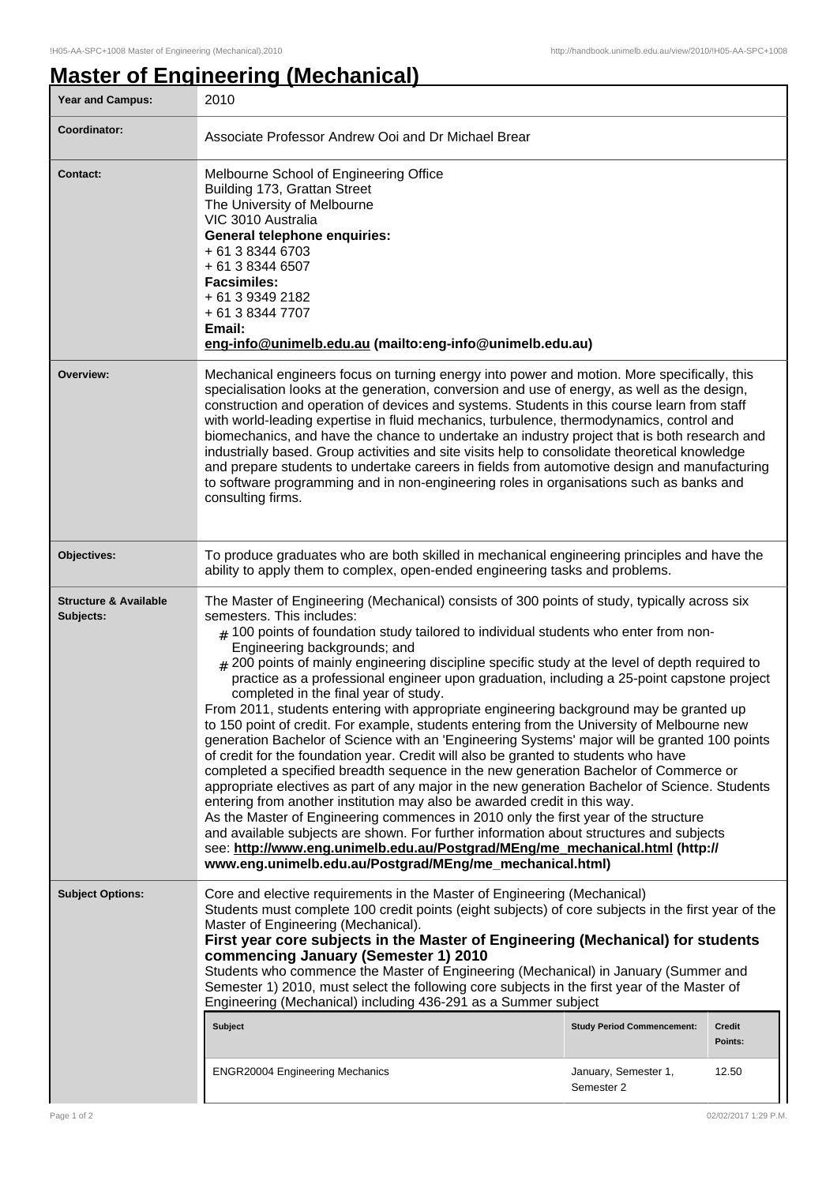# Master of Engineering (Mechanical)

| Year and Campus: | 2010 |
|---|---|
| Coordinator: | Associate Professor Andrew Ooi and Dr Michael Brear |
| Contact: | Melbourne School of Engineering Office<br>Building 173, Grattan Street<br>The University of Melbourne<br>VIC 3010 Australia<br>**General telephone enquiries:**<br>+ 61 3 8344 6703<br>+ 61 3 8344 6507<br>**Facsimiles:**<br>+ 61 3 9349 2182<br>+ 61 3 8344 7707<br>**Email:**<br>**eng-info@unimelb.edu.au (mailto:eng-info@unimelb.edu.au)** |
| Overview: | Mechanical engineers focus on turning energy into power and motion. More specifically, this specialisation looks at the generation, conversion and use of energy, as well as the design, construction and operation of devices and systems. Students in this course learn from staff with world-leading expertise in fluid mechanics, turbulence, thermodynamics, control and biomechanics, and have the chance to undertake an industry project that is both research and industrially based. Group activities and site visits help to consolidate theoretical knowledge and prepare students to undertake careers in fields from automotive design and manufacturing to software programming and in non-engineering roles in organisations such as banks and consulting firms. |
| Objectives: | To produce graduates who are both skilled in mechanical engineering principles and have the ability to apply them to complex, open-ended engineering tasks and problems. |
| Structure & Available Subjects: | The Master of Engineering (Mechanical) consists of 300 points of study, typically across six semesters. This includes:<br># 100 points of foundation study tailored to individual students who enter from non-Engineering backgrounds; and<br># 200 points of mainly engineering discipline specific study at the level of depth required to practice as a professional engineer upon graduation, including a 25-point capstone project completed in the final year of study.<br>From 2011, students entering with appropriate engineering background may be granted up to 150 point of credit. For example, students entering from the University of Melbourne new generation Bachelor of Science with an 'Engineering Systems' major will be granted 100 points of credit for the foundation year. Credit will also be granted to students who have completed a specified breadth sequence in the new generation Bachelor of Commerce or appropriate electives as part of any major in the new generation Bachelor of Science. Students entering from another institution may also be awarded credit in this way.<br>As the Master of Engineering commences in 2010 only the first year of the structure and available subjects are shown. For further information about structures and subjects see: **http://www.eng.unimelb.edu.au/Postgrad/MEng/me_mechanical.html (http://www.eng.unimelb.edu.au/Postgrad/MEng/me_mechanical.html)** |
| Subject Options: | Core and elective requirements in the Master of Engineering (Mechanical)<br>Students must complete 100 credit points (eight subjects) of core subjects in the first year of the Master of Engineering (Mechanical).<br>**First year core subjects in the Master of Engineering (Mechanical) for students commencing January (Semester 1) 2010**<br>Students who commence the Master of Engineering (Mechanical) in January (Summer and Semester 1) 2010, must select the following core subjects in the first year of the Master of Engineering (Mechanical) including 436-291 as a Summer subject |

| Subject | Study Period Commencement: | Credit Points: |
|---|---|---|
| ENGR20004 Engineering Mechanics | January, Semester 1, Semester 2 | 12.50 |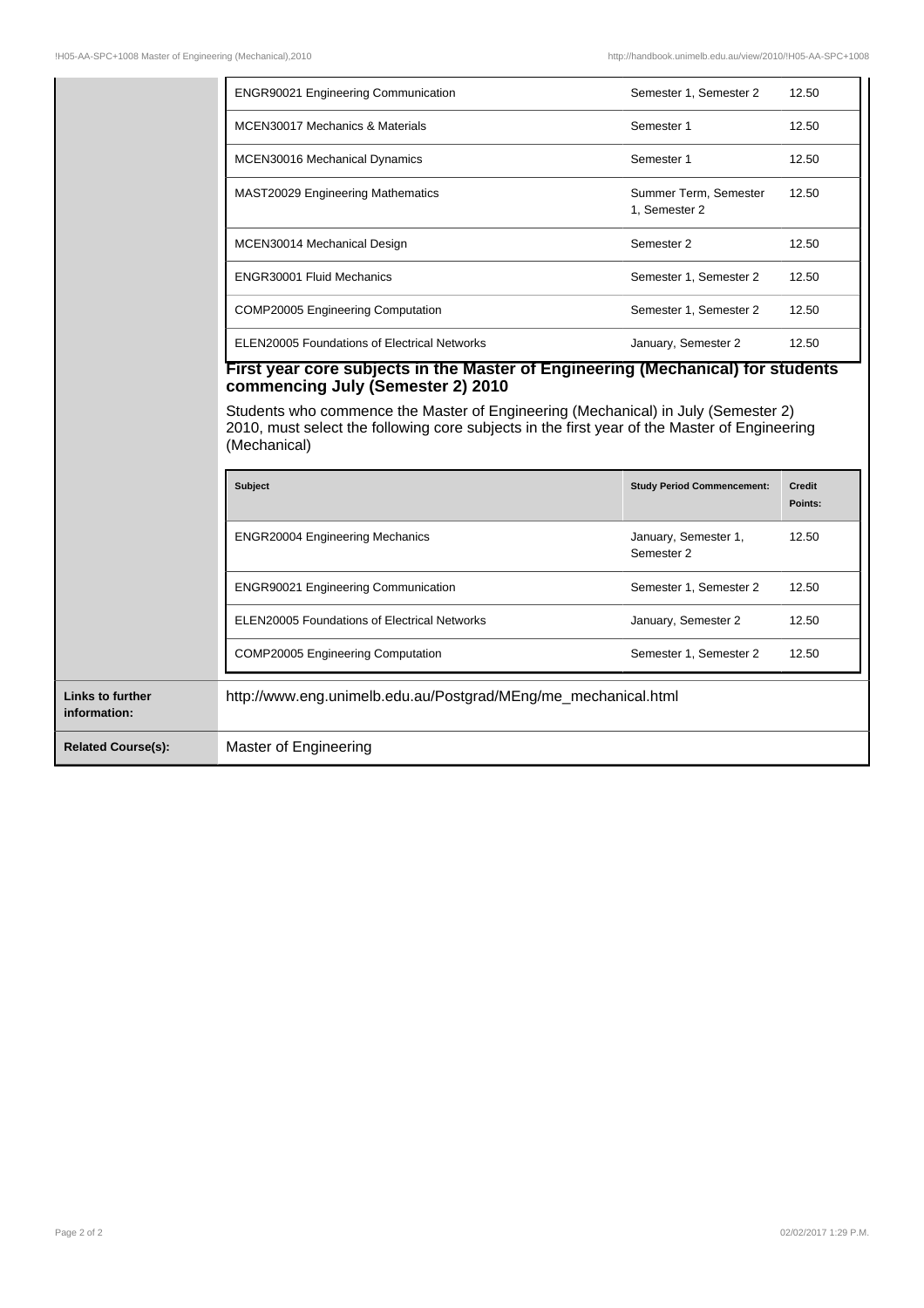| | | |
|---|---|---|
| ENGR90021 Engineering Communication | Semester 1, Semester 2 | 12.50 |
| MCEN30017 Mechanics & Materials | Semester 1 | 12.50 |
| MCEN30016 Mechanical Dynamics | Semester 1 | 12.50 |
| MAST20029 Engineering Mathematics | Summer Term, Semester 1, Semester 2 | 12.50 |
| MCEN30014 Mechanical Design | Semester 2 | 12.50 |
| ENGR30001 Fluid Mechanics | Semester 1, Semester 2 | 12.50 |
| COMP20005 Engineering Computation | Semester 1, Semester 2 | 12.50 |
| ELEN20005 Foundations of Electrical Networks | January, Semester 2 | 12.50 |

**First year core subjects in the Master of Engineering (Mechanical) for students commencing July (Semester 2) 2010**

Students who commence the Master of Engineering (Mechanical) in July (Semester 2) 2010, must select the following core subjects in the first year of the Master of Engineering (Mechanical)

| Subject | Study Period Commencement: | Credit Points: |
|---|---|---|
| ENGR20004 Engineering Mechanics | January, Semester 1, Semester 2 | 12.50 |
| ENGR90021 Engineering Communication | Semester 1, Semester 2 | 12.50 |
| ELEN20005 Foundations of Electrical Networks | January, Semester 2 | 12.50 |
| COMP20005 Engineering Computation | Semester 1, Semester 2 | 12.50 |

| | |
|---|---|
| **Links to further information:** | http://www.eng.unimelb.edu.au/Postgrad/MEng/me_mechanical.html |
| **Related Course(s):** | Master of Engineering |